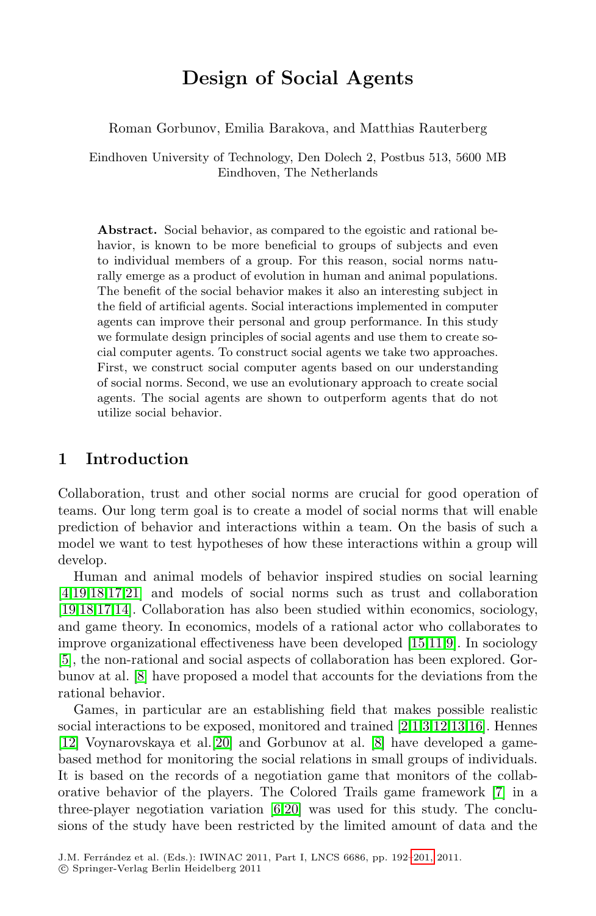# Design of Social Agents

Roman Gorbunov, Emilia Barakova, and Matthias Rauterberg

Eindhoven University of Technology, Den Dolech 2, Postbus 513, 5600 MB Eindhoven, The Netherlands

**Abstract.** Social behavior, as compared to the egoistic and rational behavior, is known to be more beneficial to groups of subjects and even to individual members of a group. For this reason, social norms naturally emerge as a product of evolution in human and animal populations. The benefit of the social behavior makes it also an interesting subject in the field of artificial agents. Social interactions implemented in computer agents can improve their personal and group performance. In this study we formulate design principles of social agents and use them to create social computer agents. To construct social agents we take two approaches. First, we construct social computer agents based on our understanding of social norms. Second, we use an evolutionary approach to create social agents. The social agents are shown to outperform agents that do not utilize social behavior.

## 1 Introduction

Collaboration, trust and other social norms are crucial for good operation of teams. Our long term goal is to create a model of social norms that will enable prediction of behavior and interactions within a team. On the basis of such a model we want to test hypotheses of how these interactions within a group will develop.

Human and animal models of behavior inspired studies on social learning [4,19,18,17,21] and models of social norms such as trust and collaboration [19,18,17,14]. Collaboration has also been studied within economics, sociology, and game theory. In economics, models of a rational actor who collaborates to improve organizational effectiveness have been developed [15,11,9]. In sociology [5], the non-rational and social aspects of collaboration has been explored. Gorbunov at al. [8] have proposed a model that accounts for the deviations from the rational behavior.

Games, in particular are an establishing field that makes possible realistic social interactions to be exposed, monitored and trained [2,1,3,12,13,16]. Hennes [12] Voynarovskaya et al. [20] and Gorbunov at al. [8] have developed a game-based method for monitoring the social relations in small groups of individuals. It is based on the records of a negotiation game that monitors of the collaborative behavior of the players. The Colored Trails game framework [7] in a three-player negotiation variation [6,20] was used for this study. The conclusions of the study have been restricted by the limited amount of data and the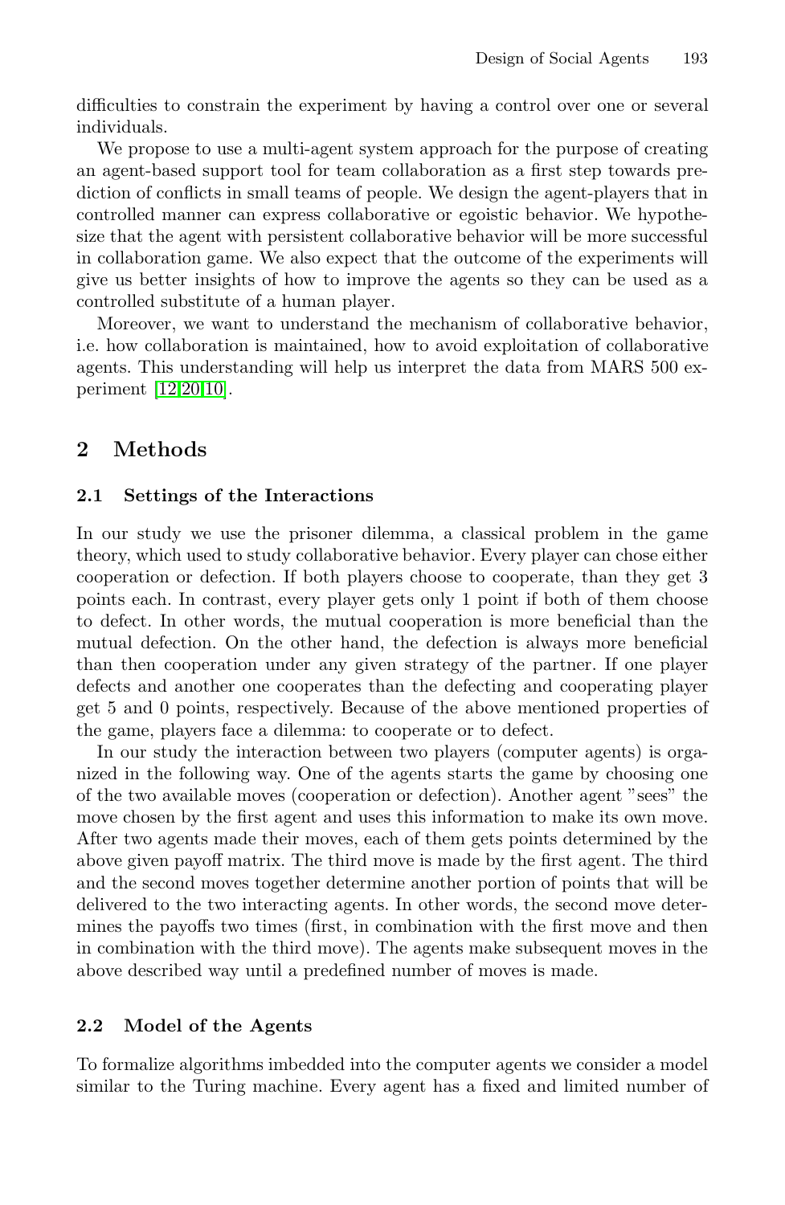difficulties to constrain the experiment by having a control over one or several individuals.

We propose to use a multi-agent system approach for the purpose of creating an agent-based support tool for team collaboration as a first step towards prediction of conflicts in small teams of people. We design the agent-players that in controlled manner can express collaborative or egoistic behavior. We hypothesize that the agent with persistent collaborative behavior will be more successful in collaboration game. We also expect that the outcome of the experiments will give us better insights of how to improve the agents so they can be used as a controlled substitute of a human player.

Moreover, we want to understand the mechanism of collaborative behavior, i.e. how collaboration is maintained, how to avoid exploitation of collaborative agents. This understanding will help us interpret the data from MARS 500 experiment [12,20,10].

## 2 Methods

### 2.1 Settings of the Interactions

In our study we use the prisoner dilemma, a classical problem in the game theory, which used to study collaborative behavior. Every player can chose either cooperation or defection. If both players choose to cooperate, than they get 3 points each. In contrast, every player gets only 1 point if both of them choose to defect. In other words, the mutual cooperation is more beneficial than the mutual defection. On the other hand, the defection is always more beneficial than then cooperation under any given strategy of the partner. If one player defects and another one cooperates than the defecting and cooperating player get 5 and 0 points, respectively. Because of the above mentioned properties of the game, players face a dilemma: to cooperate or to defect.

In our study the interaction between two players (computer agents) is organized in the following way. One of the agents starts the game by choosing one of the two available moves (cooperation or defection). Another agent "sees" the move chosen by the first agent and uses this information to make its own move. After two agents made their moves, each of them gets points determined by the above given payoff matrix. The third move is made by the first agent. The third and the second moves together determine another portion of points that will be delivered to the two interacting agents. In other words, the second move determines the payoffs two times (first, in combination with the first move and then in combination with the third move). The agents make subsequent moves in the above described way until a predefined number of moves is made.

### 2.2 Model of the Agents

To formalize algorithms imbedded into the computer agents we consider a model similar to the Turing machine. Every agent has a fixed and limited number of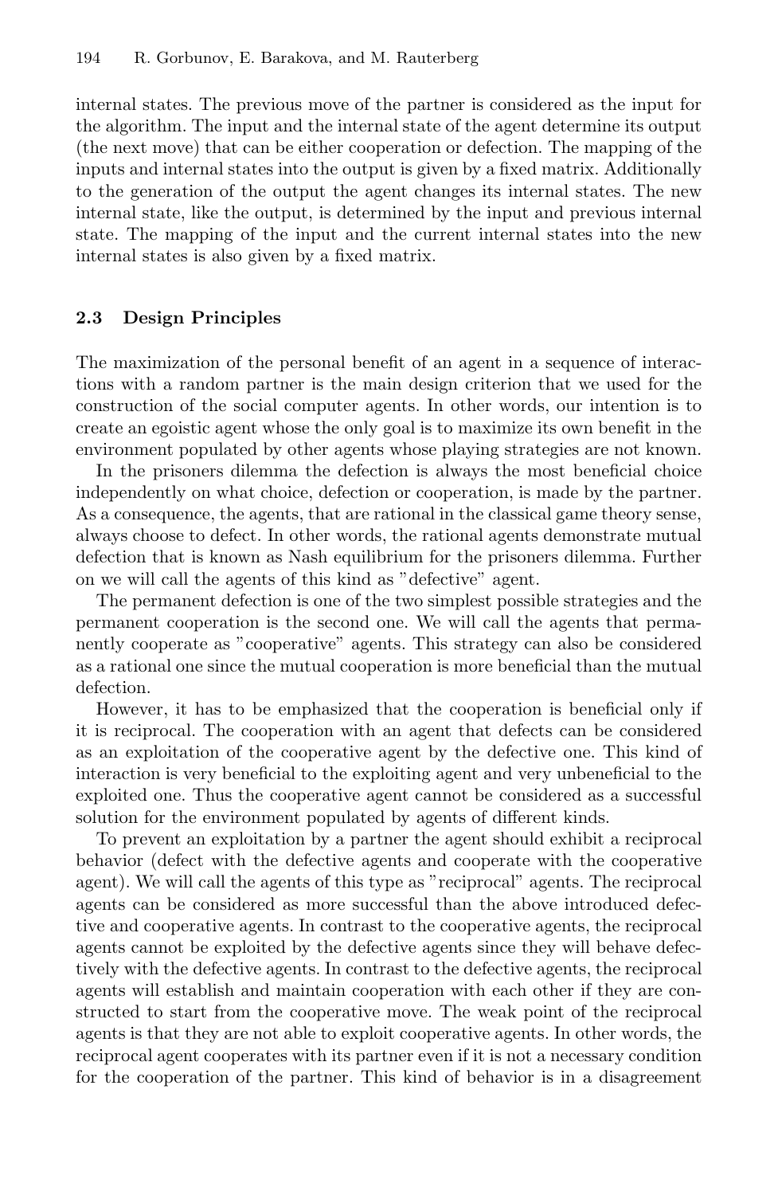internal states. The previous move of the partner is considered as the input for the algorithm. The input and the internal state of the agent determine its output (the next move) that can be either cooperation or defection. The mapping of the inputs and internal states into the output is given by a fixed matrix. Additionally to the generation of the output the agent changes its internal states. The new internal state, like the output, is determined by the input and previous internal state. The mapping of the input and the current internal states into the new internal states is also given by a fixed matrix.

### 2.3 Design Principles

The maximization of the personal benefit of an agent in a sequence of interactions with a random partner is the main design criterion that we used for the construction of the social computer agents. In other words, our intention is to create an egoistic agent whose the only goal is to maximize its own benefit in the environment populated by other agents whose playing strategies are not known.

In the prisoners dilemma the defection is always the most beneficial choice independently on what choice, defection or cooperation, is made by the partner. As a consequence, the agents, that are rational in the classical game theory sense, always choose to defect. In other words, the rational agents demonstrate mutual defection that is known as Nash equilibrium for the prisoners dilemma. Further on we will call the agents of this kind as "defective" agent.

The permanent defection is one of the two simplest possible strategies and the permanent cooperation is the second one. We will call the agents that permanently cooperate as "cooperative" agents. This strategy can also be considered as a rational one since the mutual cooperation is more beneficial than the mutual defection.

However, it has to be emphasized that the cooperation is beneficial only if it is reciprocal. The cooperation with an agent that defects can be considered as an exploitation of the cooperative agent by the defective one. This kind of interaction is very beneficial to the exploiting agent and very unbeneficial to the exploited one. Thus the cooperative agent cannot be considered as a successful solution for the environment populated by agents of different kinds.

To prevent an exploitation by a partner the agent should exhibit a reciprocal behavior (defect with the defective agents and cooperate with the cooperative agent). We will call the agents of this type as "reciprocal" agents. The reciprocal agents can be considered as more successful than the above introduced defective and cooperative agents. In contrast to the cooperative agents, the reciprocal agents cannot be exploited by the defective agents since they will behave defectively with the defective agents. In contrast to the defective agents, the reciprocal agents will establish and maintain cooperation with each other if they are constructed to start from the cooperative move. The weak point of the reciprocal agents is that they are not able to exploit cooperative agents. In other words, the reciprocal agent cooperates with its partner even if it is not a necessary condition for the cooperation of the partner. This kind of behavior is in a disagreement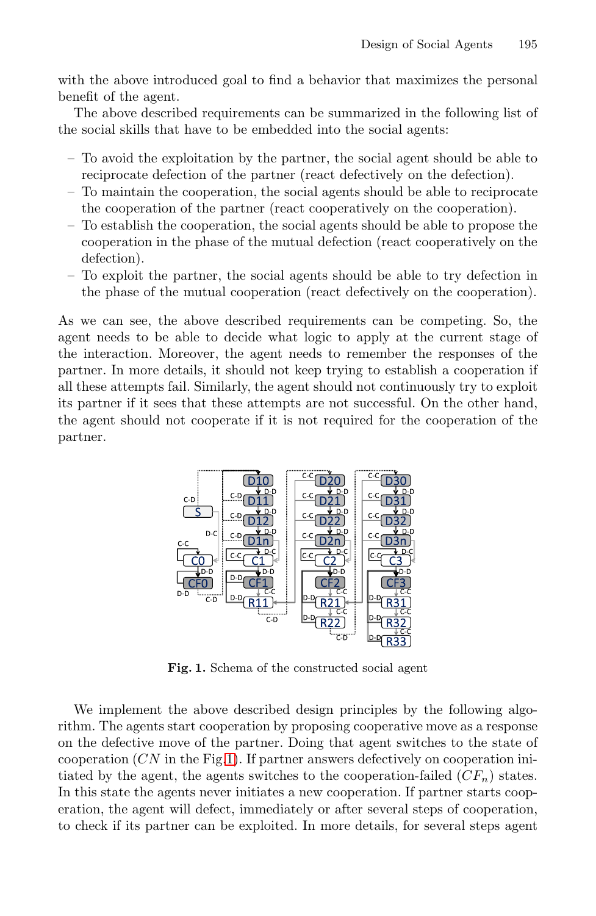with the above introduced goal to find a behavior that maximizes the personal benefit of the agent.

The above described requirements can be summarized in the following list of the social skills that have to be embedded into the social agents:

- To avoid the exploitation by the partner, the social agent should be able to reciprocate defection of the partner (react defectively on the defection).
- To maintain the cooperation, the social agents should be able to reciprocate the cooperation of the partner (react cooperatively on the cooperation).
- To establish the cooperation, the social agents should be able to propose the cooperation in the phase of the mutual defection (react cooperatively on the defection).
- To exploit the partner, the social agents should be able to try defection in the phase of the mutual cooperation (react defectively on the cooperation).

As we can see, the above described requirements can be competing. So, the agent needs to be able to decide what logic to apply at the current stage of the interaction. Moreover, the agent needs to remember the responses of the partner. In more details, it should not keep trying to establish a cooperation if all these attempts fail. Similarly, the agent should not continuously try to exploit its partner if it sees that these attempts are not successful. On the other hand, the agent should not cooperate if it is not required for the cooperation of the partner.

**Fig. 1.** Schema of the constructed social agent

We implement the above described design principles by the following algorithm. The agents start cooperation by proposing cooperative move as a response on the defective move of the partner. Doing that agent switches to the state of cooperation ($CN$ in the Fig 1). If partner answers defectively on cooperation initiated by the agent, the agents switches to the cooperation-failed ($CF_n$) states. In this state the agents never initiates a new cooperation. If partner starts cooperation, the agent will defect, immediately or after several steps of cooperation, to check if its partner can be exploited. In more details, for several steps agent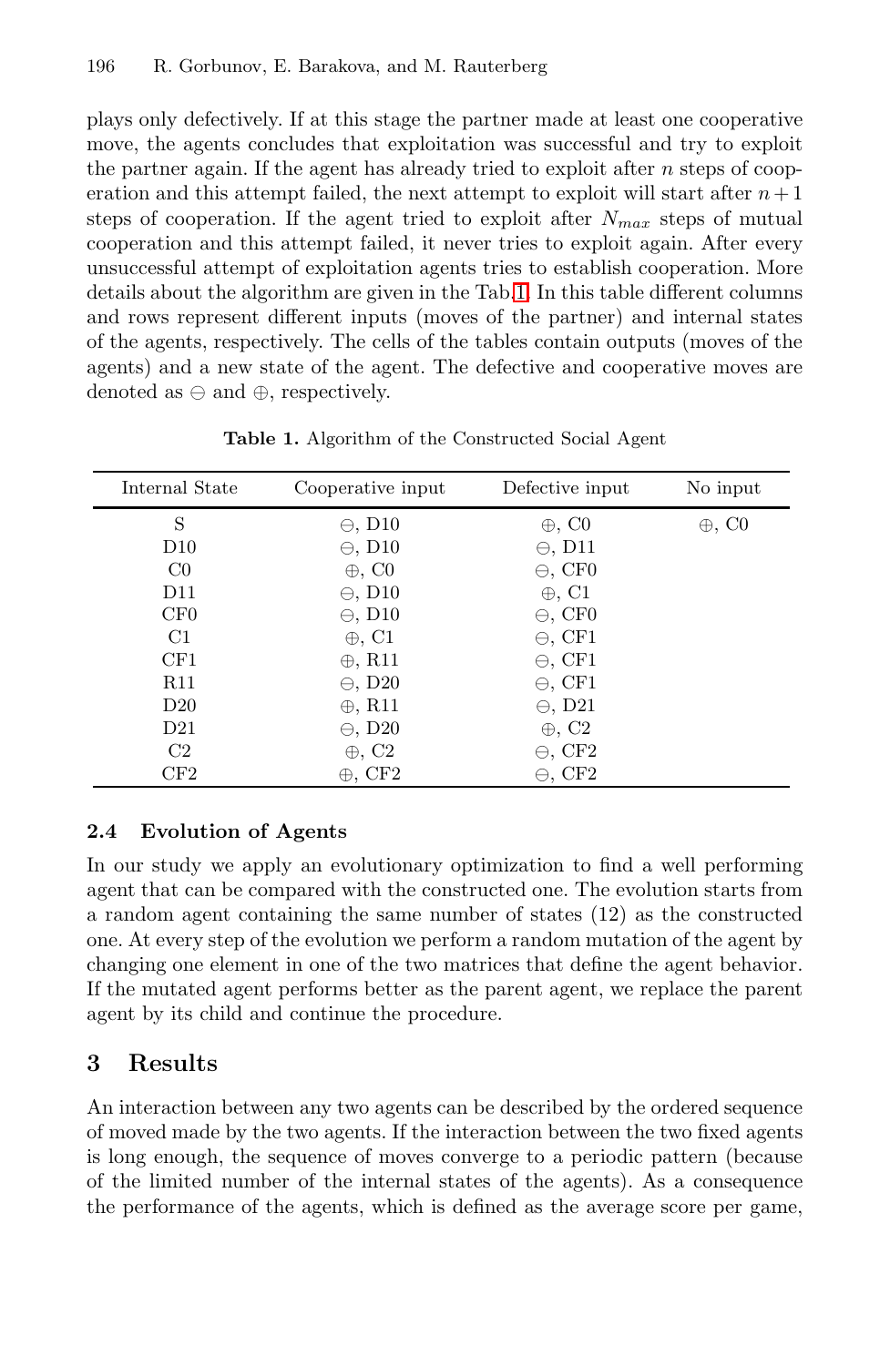plays only defectively. If at this stage the partner made at least one cooperative move, the agents concludes that exploitation was successful and try to exploit the partner again. If the agent has already tried to exploit after $n$ steps of cooperation and this attempt failed, the next attempt to exploit will start after $n+1$ steps of cooperation. If the agent tried to exploit after $N_{max}$ steps of mutual cooperation and this attempt failed, it never tries to exploit again. After every unsuccessful attempt of exploitation agents tries to establish cooperation. More details about the algorithm are given in the Tab. 1. In this table different columns and rows represent different inputs (moves of the partner) and internal states of the agents, respectively. The cells of the tables contain outputs (moves of the agents) and a new state of the agent. The defective and cooperative moves are denoted as $\ominus$ and $\oplus$, respectively.

**Table 1.** Algorithm of the Constructed Social Agent

| Internal State | Cooperative input | Defective input | No input |
|---|---|---|---|
| S | $\ominus$, D10 | $\oplus$, C0 | $\oplus$, C0 |
| D10 | $\ominus$, D10 | $\ominus$, D11 | |
| C0 | $\oplus$, C0 | $\ominus$, CF0 | |
| D11 | $\ominus$, D10 | $\oplus$, C1 | |
| CF0 | $\ominus$, D10 | $\ominus$, CF0 | |
| C1 | $\oplus$, C1 | $\ominus$, CF1 | |
| CF1 | $\oplus$, R11 | $\ominus$, CF1 | |
| R11 | $\ominus$, D20 | $\ominus$, CF1 | |
| D20 | $\oplus$, R11 | $\ominus$, D21 | |
| D21 | $\ominus$, D20 | $\oplus$, C2 | |
| C2 | $\oplus$, C2 | $\ominus$, CF2 | |
| CF2 | $\oplus$, CF2 | $\ominus$, CF2 | |

### 2.4 Evolution of Agents

In our study we apply an evolutionary optimization to find a well performing agent that can be compared with the constructed one. The evolution starts from a random agent containing the same number of states (12) as the constructed one. At every step of the evolution we perform a random mutation of the agent by changing one element in one of the two matrices that define the agent behavior. If the mutated agent performs better as the parent agent, we replace the parent agent by its child and continue the procedure.

## 3 Results

An interaction between any two agents can be described by the ordered sequence of moved made by the two agents. If the interaction between the two fixed agents is long enough, the sequence of moves converge to a periodic pattern (because of the limited number of the internal states of the agents). As a consequence the performance of the agents, which is defined as the average score per game,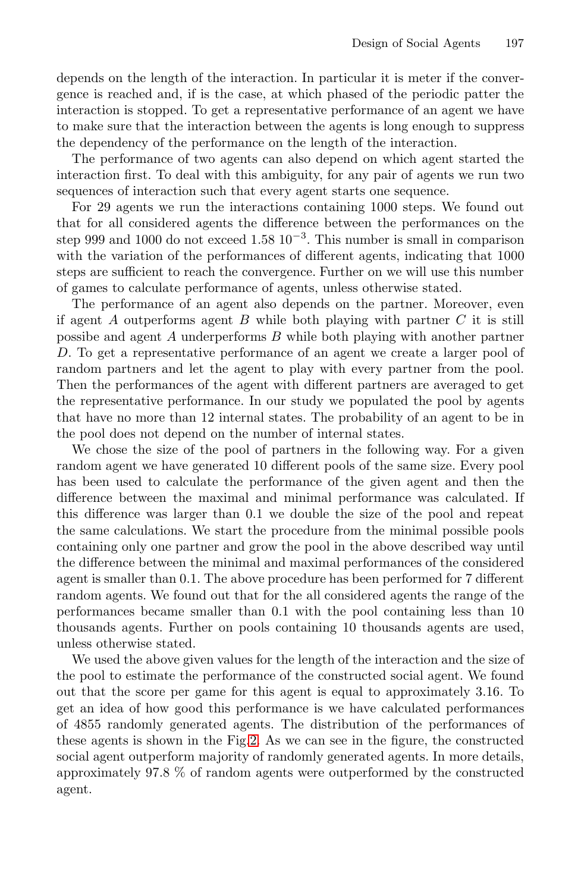depends on the length of the interaction. In particular it is meter if the convergence is reached and, if is the case, at which phased of the periodic patter the interaction is stopped. To get a representative performance of an agent we have to make sure that the interaction between the agents is long enough to suppress the dependency of the performance on the length of the interaction.

The performance of two agents can also depend on which agent started the interaction first. To deal with this ambiguity, for any pair of agents we run two sequences of interaction such that every agent starts one sequence.

For 29 agents we run the interactions containing 1000 steps. We found out that for all considered agents the difference between the performances on the step 999 and 1000 do not exceed $1.58\ 10^{-3}$. This number is small in comparison with the variation of the performances of different agents, indicating that 1000 steps are sufficient to reach the convergence. Further on we will use this number of games to calculate performance of agents, unless otherwise stated.

The performance of an agent also depends on the partner. Moreover, even if agent $A$ outperforms agent $B$ while both playing with partner $C$ it is still possibe and agent $A$ underperforms $B$ while both playing with another partner $D$. To get a representative performance of an agent we create a larger pool of random partners and let the agent to play with every partner from the pool. Then the performances of the agent with different partners are averaged to get the representative performance. In our study we populated the pool by agents that have no more than 12 internal states. The probability of an agent to be in the pool does not depend on the number of internal states.

We chose the size of the pool of partners in the following way. For a given random agent we have generated 10 different pools of the same size. Every pool has been used to calculate the performance of the given agent and then the difference between the maximal and minimal performance was calculated. If this difference was larger than 0.1 we double the size of the pool and repeat the same calculations. We start the procedure from the minimal possible pools containing only one partner and grow the pool in the above described way until the difference between the minimal and maximal performances of the considered agent is smaller than 0.1. The above procedure has been performed for 7 different random agents. We found out that for the all considered agents the range of the performances became smaller than 0.1 with the pool containing less than 10 thousands agents. Further on pools containing 10 thousands agents are used, unless otherwise stated.

We used the above given values for the length of the interaction and the size of the pool to estimate the performance of the constructed social agent. We found out that the score per game for this agent is equal to approximately 3.16. To get an idea of how good this performance is we have calculated performances of 4855 randomly generated agents. The distribution of the performances of these agents is shown in the Fig. 2. As we can see in the figure, the constructed social agent outperform majority of randomly generated agents. In more details, approximately 97.8 % of random agents were outperformed by the constructed agent.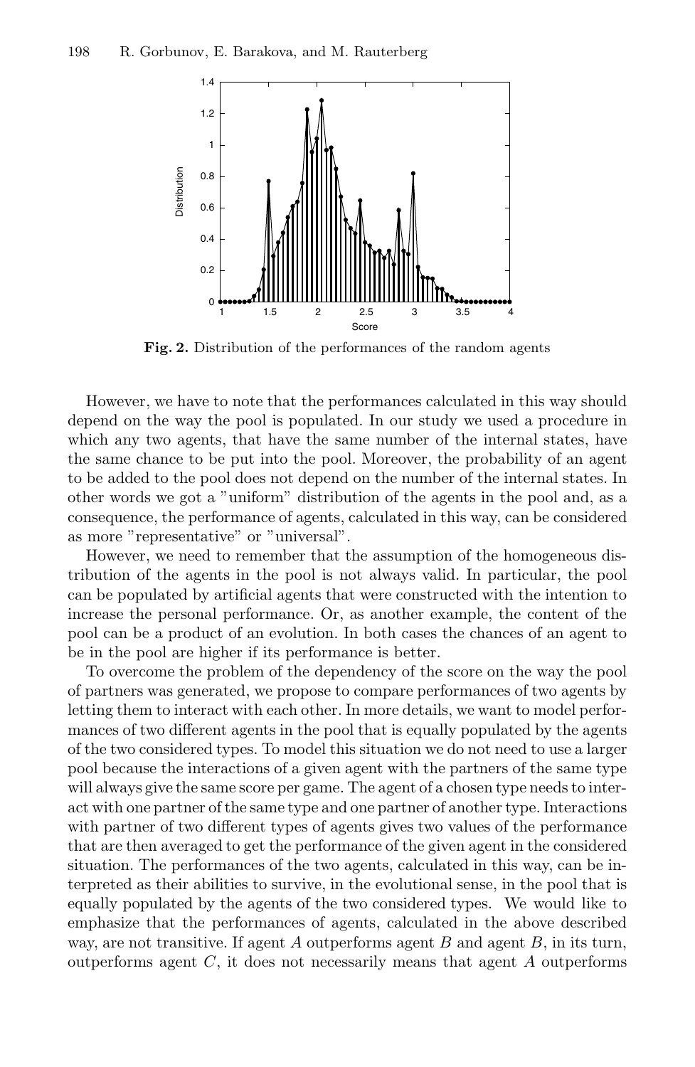1.4
1.2
1
0.8
0.6
0.4
0.2
0
Distribution
1
1.5
2
2.5
3
3.5
4
Score

**Fig. 2.** Distribution of the performances of the random agents

However, we have to note that the performances calculated in this way should depend on the way the pool is populated. In our study we used a procedure in which any two agents, that have the same number of the internal states, have the same chance to be put into the pool. Moreover, the probability of an agent to be added to the pool does not depend on the number of the internal states. In other words we got a "uniform" distribution of the agents in the pool and, as a consequence, the performance of agents, calculated in this way, can be considered as more "representative" or "universal".

However, we need to remember that the assumption of the homogeneous distribution of the agents in the pool is not always valid. In particular, the pool can be populated by artificial agents that were constructed with the intention to increase the personal performance. Or, as another example, the content of the pool can be a product of an evolution. In both cases the chances of an agent to be in the pool are higher if its performance is better.

To overcome the problem of the dependency of the score on the way the pool of partners was generated, we propose to compare performances of two agents by letting them to interact with each other. In more details, we want to model performances of two different agents in the pool that is equally populated by the agents of the two considered types. To model this situation we do not need to use a larger pool because the interactions of a given agent with the partners of the same type will always give the same score per game. The agent of a chosen type needs to interact with one partner of the same type and one partner of another type. Interactions with partner of two different types of agents gives two values of the performance that are then averaged to get the performance of the given agent in the considered situation. The performances of the two agents, calculated in this way, can be interpreted as their abilities to survive, in the evolutional sense, in the pool that is equally populated by the agents of the two considered types. We would like to emphasize that the performances of agents, calculated in the above described way, are not transitive. If agent $A$ outperforms agent $B$ and agent $B$, in its turn, outperforms agent $C$, it does not necessarily means that agent $A$ outperforms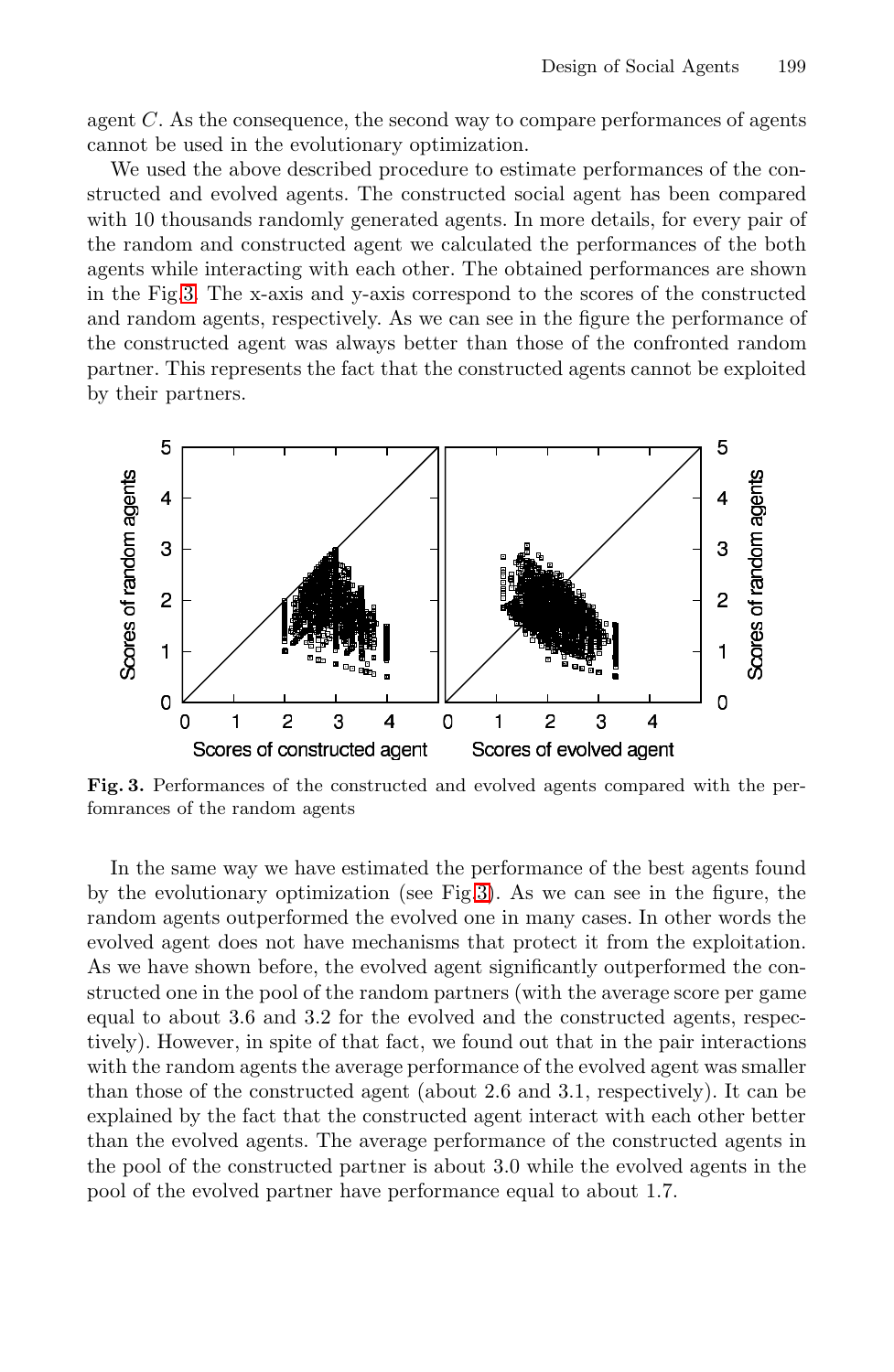agent $C$. As the consequence, the second way to compare performances of agents cannot be used in the evolutionary optimization.

We used the above described procedure to estimate performances of the constructed and evolved agents. The constructed social agent has been compared with 10 thousands randomly generated agents. In more details, for every pair of the random and constructed agent we calculated the performances of the both agents while interacting with each other. The obtained performances are shown in the Fig 3. The x-axis and y-axis correspond to the scores of the constructed and random agents, respectively. As we can see in the figure the performance of the constructed agent was always better than those of the confronted random partner. This represents the fact that the constructed agents cannot be exploited by their partners.

**Fig. 3.** Performances of the constructed and evolved agents compared with the perfomrances of the random agents

In the same way we have estimated the performance of the best agents found by the evolutionary optimization (see Fig 3). As we can see in the figure, the random agents outperformed the evolved one in many cases. In other words the evolved agent does not have mechanisms that protect it from the exploitation. As we have shown before, the evolved agent significantly outperformed the constructed one in the pool of the random partners (with the average score per game equal to about 3.6 and 3.2 for the evolved and the constructed agents, respectively). However, in spite of that fact, we found out that in the pair interactions with the random agents the average performance of the evolved agent was smaller than those of the constructed agent (about 2.6 and 3.1, respectively). It can be explained by the fact that the constructed agent interact with each other better than the evolved agents. The average performance of the constructed agents in the pool of the constructed partner is about 3.0 while the evolved agents in the pool of the evolved partner have performance equal to about 1.7.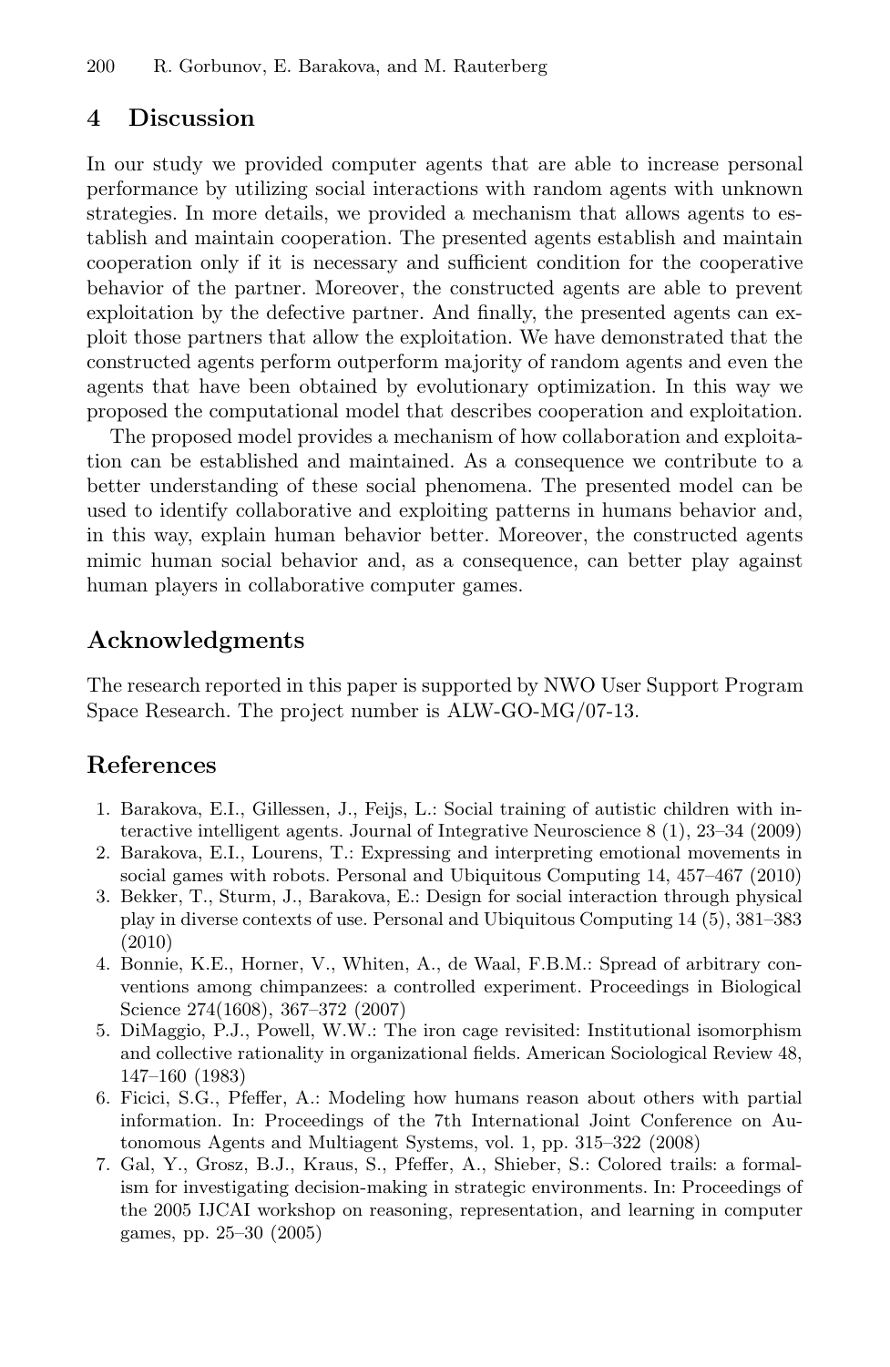## 4 Discussion

In our study we provided computer agents that are able to increase personal performance by utilizing social interactions with random agents with unknown strategies. In more details, we provided a mechanism that allows agents to establish and maintain cooperation. The presented agents establish and maintain cooperation only if it is necessary and sufficient condition for the cooperative behavior of the partner. Moreover, the constructed agents are able to prevent exploitation by the defective partner. And finally, the presented agents can exploit those partners that allow the exploitation. We have demonstrated that the constructed agents perform outperform majority of random agents and even the agents that have been obtained by evolutionary optimization. In this way we proposed the computational model that describes cooperation and exploitation.

The proposed model provides a mechanism of how collaboration and exploitation can be established and maintained. As a consequence we contribute to a better understanding of these social phenomena. The presented model can be used to identify collaborative and exploiting patterns in humans behavior and, in this way, explain human behavior better. Moreover, the constructed agents mimic human social behavior and, as a consequence, can better play against human players in collaborative computer games.

## Acknowledgments

The research reported in this paper is supported by NWO User Support Program Space Research. The project number is ALW-GO-MG/07-13.

## References

1. Barakova, E.I., Gillessen, J., Feijs, L.: Social training of autistic children with interactive intelligent agents. Journal of Integrative Neuroscience 8 (1), 23–34 (2009)
2. Barakova, E.I., Lourens, T.: Expressing and interpreting emotional movements in social games with robots. Personal and Ubiquitous Computing 14, 457–467 (2010)
3. Bekker, T., Sturm, J., Barakova, E.: Design for social interaction through physical play in diverse contexts of use. Personal and Ubiquitous Computing 14 (5), 381–383 (2010)
4. Bonnie, K.E., Horner, V., Whiten, A., de Waal, F.B.M.: Spread of arbitrary conventions among chimpanzees: a controlled experiment. Proceedings in Biological Science 274(1608), 367–372 (2007)
5. DiMaggio, P.J., Powell, W.W.: The iron cage revisited: Institutional isomorphism and collective rationality in organizational fields. American Sociological Review 48, 147–160 (1983)
6. Ficici, S.G., Pfeffer, A.: Modeling how humans reason about others with partial information. In: Proceedings of the 7th International Joint Conference on Autonomous Agents and Multiagent Systems, vol. 1, pp. 315–322 (2008)
7. Gal, Y., Grosz, B.J., Kraus, S., Pfeffer, A., Shieber, S.: Colored trails: a formalism for investigating decision-making in strategic environments. In: Proceedings of the 2005 IJCAI workshop on reasoning, representation, and learning in computer games, pp. 25–30 (2005)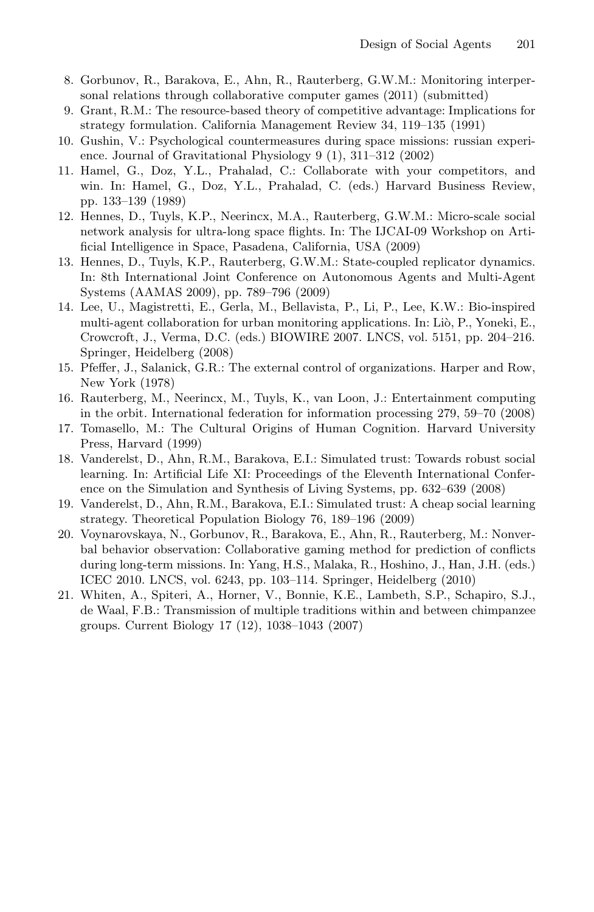8. Gorbunov, R., Barakova, E., Ahn, R., Rauterberg, G.W.M.: Monitoring interpersonal relations through collaborative computer games (2011) (submitted)
9. Grant, R.M.: The resource-based theory of competitive advantage: Implications for strategy formulation. California Management Review 34, 119–135 (1991)
10. Gushin, V.: Psychological countermeasures during space missions: russian experience. Journal of Gravitational Physiology 9 (1), 311–312 (2002)
11. Hamel, G., Doz, Y.L., Prahalad, C.: Collaborate with your competitors, and win. In: Hamel, G., Doz, Y.L., Prahalad, C. (eds.) Harvard Business Review, pp. 133–139 (1989)
12. Hennes, D., Tuyls, K.P., Neerincx, M.A., Rauterberg, G.W.M.: Micro-scale social network analysis for ultra-long space flights. In: The IJCAI-09 Workshop on Artificial Intelligence in Space, Pasadena, California, USA (2009)
13. Hennes, D., Tuyls, K.P., Rauterberg, G.W.M.: State-coupled replicator dynamics. In: 8th International Joint Conference on Autonomous Agents and Multi-Agent Systems (AAMAS 2009), pp. 789–796 (2009)
14. Lee, U., Magistretti, E., Gerla, M., Bellavista, P., Li, P., Lee, K.W.: Bio-inspired multi-agent collaboration for urban monitoring applications. In: Liò, P., Yoneki, E., Crowcroft, J., Verma, D.C. (eds.) BIOWIRE 2007. LNCS, vol. 5151, pp. 204–216. Springer, Heidelberg (2008)
15. Pfeffer, J., Salanick, G.R.: The external control of organizations. Harper and Row, New York (1978)
16. Rauterberg, M., Neerincx, M., Tuyls, K., van Loon, J.: Entertainment computing in the orbit. International federation for information processing 279, 59–70 (2008)
17. Tomasello, M.: The Cultural Origins of Human Cognition. Harvard University Press, Harvard (1999)
18. Vanderelst, D., Ahn, R.M., Barakova, E.I.: Simulated trust: Towards robust social learning. In: Artificial Life XI: Proceedings of the Eleventh International Conference on the Simulation and Synthesis of Living Systems, pp. 632–639 (2008)
19. Vanderelst, D., Ahn, R.M., Barakova, E.I.: Simulated trust: A cheap social learning strategy. Theoretical Population Biology 76, 189–196 (2009)
20. Voynarovskaya, N., Gorbunov, R., Barakova, E., Ahn, R., Rauterberg, M.: Nonverbal behavior observation: Collaborative gaming method for prediction of conflicts during long-term missions. In: Yang, H.S., Malaka, R., Hoshino, J., Han, J.H. (eds.) ICEC 2010. LNCS, vol. 6243, pp. 103–114. Springer, Heidelberg (2010)
21. Whiten, A., Spiteri, A., Horner, V., Bonnie, K.E., Lambeth, S.P., Schapiro, S.J., de Waal, F.B.: Transmission of multiple traditions within and between chimpanzee groups. Current Biology 17 (12), 1038–1043 (2007)